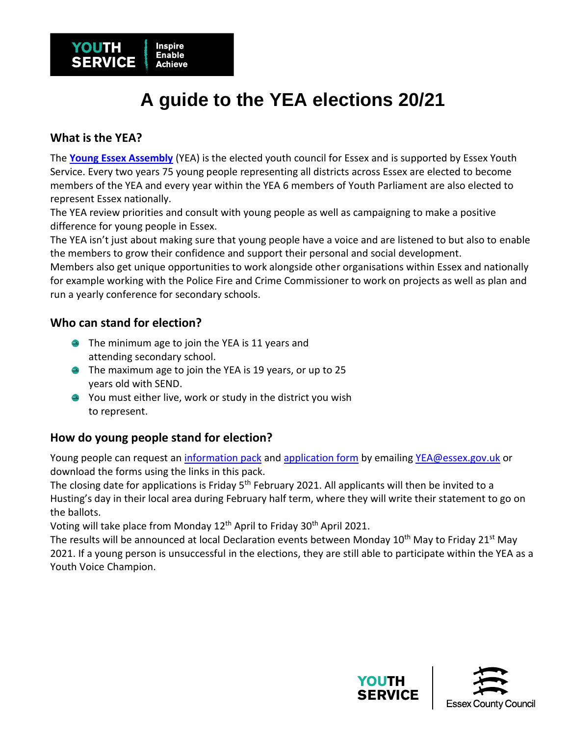# A guide to the YEA elections 20/21

## What is the YEA?

The **Young Essex Assembly** (YEA) is the elected youth council for Essex and is supported by Essex Youth Service. Every two years 75 young people representing all districts across Essex are elected to become members of the YEA and every year within the YEA 6 members of Youth Parliament are also elected to represent Essex nationally.

The YEA review priorities and consult with young people as well as campaigning to make a positive difference for young people in Essex.

The YEA isn't just about making sure that young people have a voice and are listened to but also to enable the members to grow their confidence and support their personal and social development.

Members also get unique opportunities to work alongside other organisations within Essex and nationally for example working with the Police Fire and Crime Commissioner to work on projects as well as plan and run a yearly conference for secondary schools.

## Who can stand for election?

- The minimum age to join the YEA is 11 years and attending secondary school.
- The maximum age to join the YEA is 19 years, or up to 25 years old with SEND.
- You must either live, work or study in the district you wish to represent.

## How do young people stand for election?

Young people can request an information pack and application form by emailing YEA@essex.gov.uk or download the forms using the links in this pack.

The closing date for applications is Friday 5th February 2021. All applicants will then be invited to a Husting's day in their local area during February half term, where they will write their statement to go on the ballots.

Voting will take place from Monday 12th April to Friday 30th April 2021.

The results will be announced at local Declaration events between Monday 10th May to Friday 21st May 2021. If a young person is unsuccessful in the elections, they are still able to participate within the YEA as a Youth Voice Champion.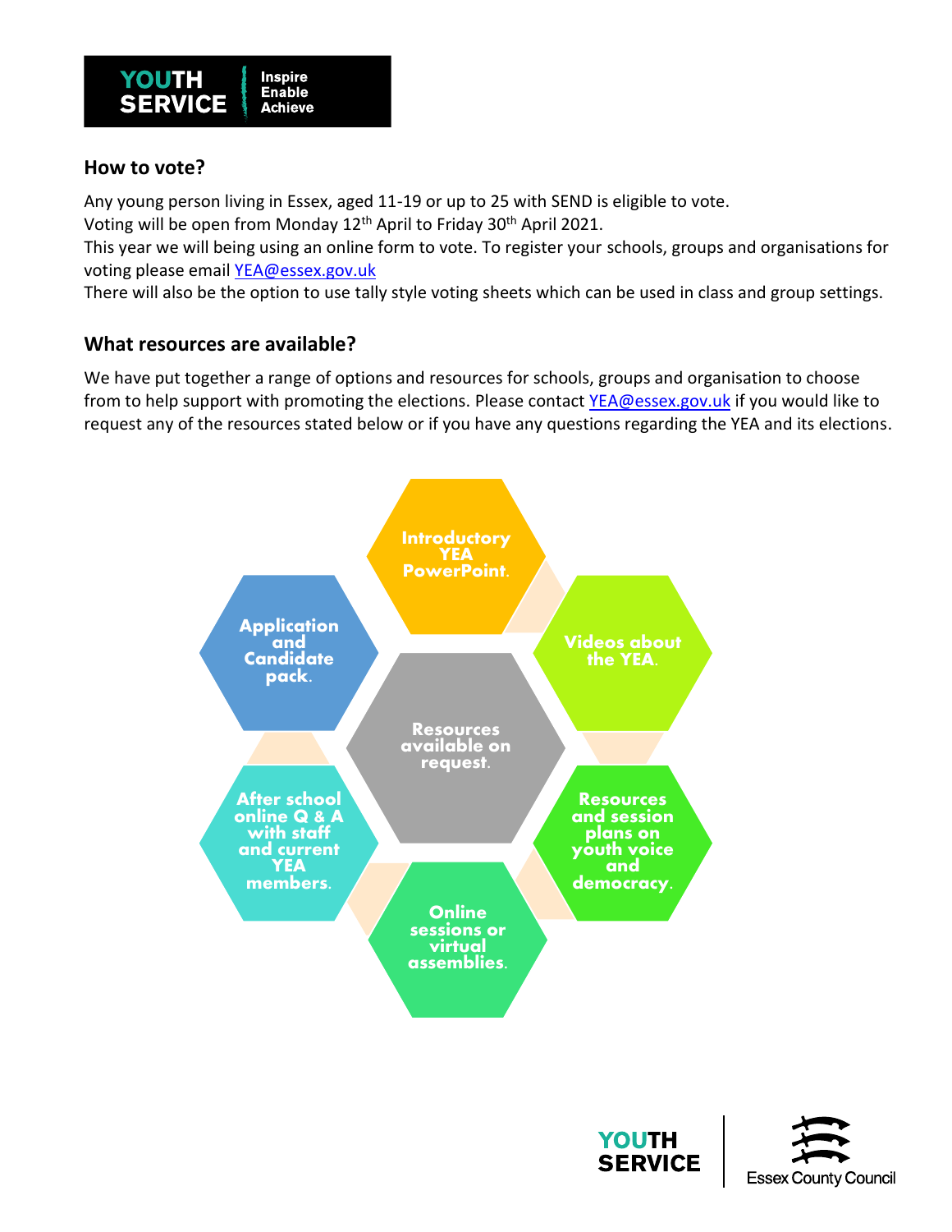## How to vote?

Any young person living in Essex, aged 11-19 or up to 25 with SEND is eligible to vote.
Voting will be open from Monday 12th April to Friday 30th April 2021.
This year we will being using an online form to vote. To register your schools, groups and organisations for voting please email YEA@essex.gov.uk
There will also be the option to use tally style voting sheets which can be used in class and group settings.

## What resources are available?

We have put together a range of options and resources for schools, groups and organisation to choose from to help support with promoting the elections. Please contact YEA@essex.gov.uk if you would like to request any of the resources stated below or if you have any questions regarding the YEA and its elections.

Resources available on request.

Introductory YEA PowerPoint.

Videos about the YEA.

Resources and session plans on youth voice and democracy.

Online sessions or virtual assemblies.

After school online Q & A with staff and current YEA members.

Application and Candidate pack.